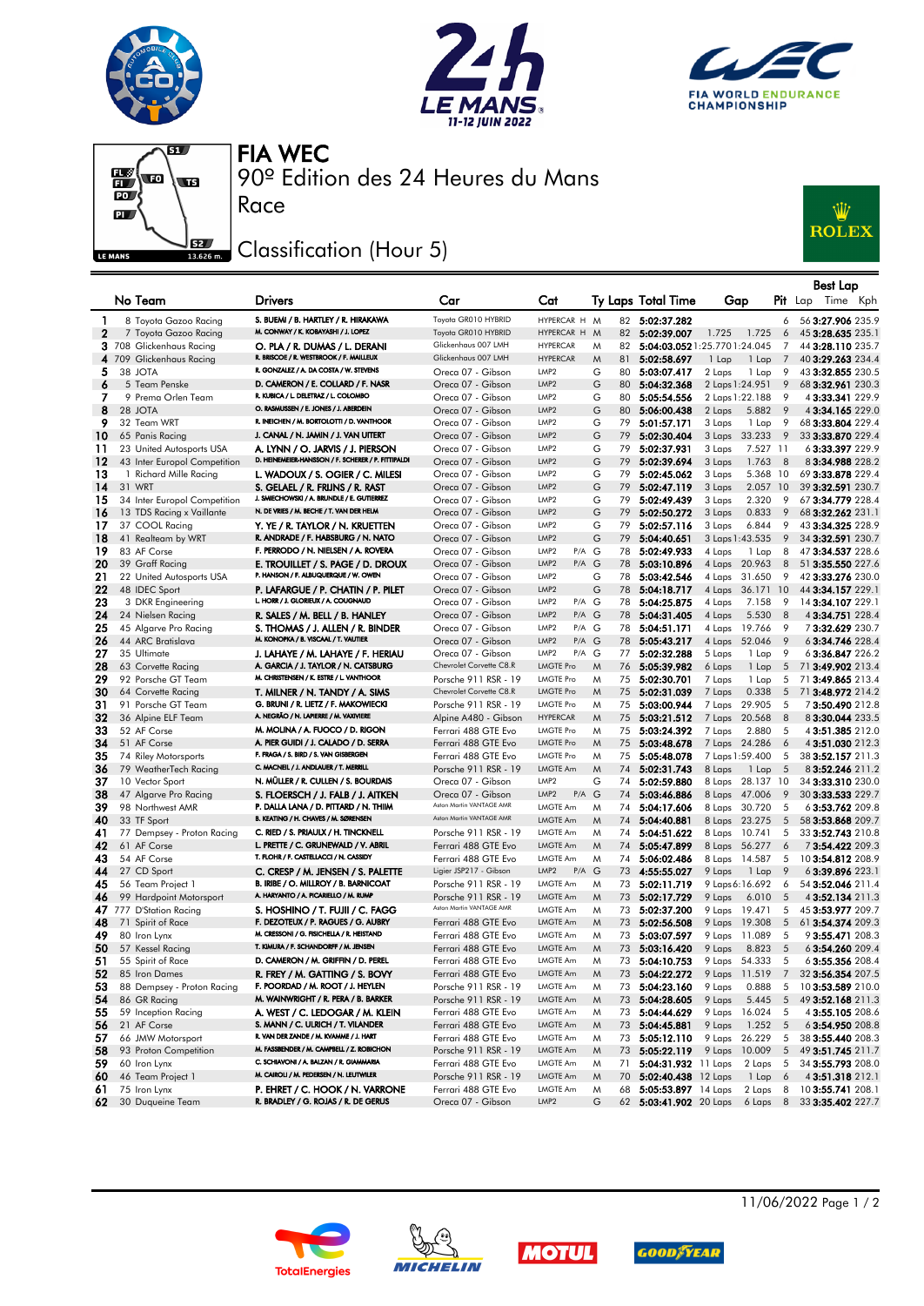# FIA WEC

## 90º Edition des 24 Heures du Mans

### Race

## Classification (Hour 5)

| | No | Team | Drivers | Car | Cat | | Ty | Laps | Total Time | Gap | | Pit | Best Lap Lap | Time | Kph |
|---|---|---|---|---|---|---|---|---|---|---|---|---|---|---|---|
| 1 | 8 | Toyota Gazoo Racing | S. BUEMI / B. HARTLEY / R. HIRAKAWA | Toyota GR010 HYBRID | HYPERCAR | H | M | 82 | 5:02:37.282 | | | 6 | 56 | 3:27.906 | 235.9 |
| 2 | 7 | Toyota Gazoo Racing | M. CONWAY / K. KOBAYASHI / J. LOPEZ | Toyota GR010 HYBRID | HYPERCAR | H | M | 82 | 5:02:39.007 | 1.725 | 1.725 | 6 | 45 | 3:28.635 | 235.1 |
| 3 | 708 | Glickenhaus Racing | O. PLA / R. DUMAS / L. DERANI | Glickenhaus 007 LMH | HYPERCAR | | M | 82 | 5:04:03.052 | 1:25.770 | 1:24.045 | 7 | 44 | 3:28.110 | 235.7 |
| 4 | 709 | Glickenhaus Racing | R. BRISCOE / R. WESTBROOK / F. MAILLEUX | Glickenhaus 007 LMH | HYPERCAR | | M | 81 | 5:02:58.697 | 1 Lap | 1 Lap | 7 | 40 | 3:29.263 | 234.4 |
| 5 | 38 | JOTA | R. GONZALEZ / A. DA COSTA / W. STEVENS | Oreca 07 - Gibson | LMP2 | | G | 80 | 5:03:07.417 | 2 Laps | 1 Lap | 9 | 43 | 3:32.855 | 230.5 |
| 6 | 5 | Team Penske | D. CAMERON / E. COLLARD / F. NASR | Oreca 07 - Gibson | LMP2 | | G | 80 | 5:04:32.368 | 2 Laps | 1:24.951 | 9 | 68 | 3:32.961 | 230.3 |
| 7 | 9 | Prema Orlen Team | R. KUBICA / L. DELETRAZ / L. COLOMBO | Oreca 07 - Gibson | LMP2 | | G | 80 | 5:05:54.556 | 2 Laps | 1:22.188 | 9 | 4 | 3:33.341 | 229.9 |
| 8 | 28 | JOTA | O. RASMUSSEN / E. JONES / J. ABERDEIN | Oreca 07 - Gibson | LMP2 | | G | 80 | 5:06:00.438 | 2 Laps | 5.882 | 9 | 4 | 3:34.165 | 229.0 |
| 9 | 32 | Team WRT | R. INEICHEN / M. BORTOLOTTI / D. VANTHOOR | Oreca 07 - Gibson | LMP2 | | G | 79 | 5:01:57.171 | 3 Laps | 1 Lap | 9 | 68 | 3:33.804 | 229.4 |
| 10 | 65 | Panis Racing | J. CANAL / N. JAMIN / J. VAN UITERT | Oreca 07 - Gibson | LMP2 | | G | 79 | 5:02:30.404 | 3 Laps | 33.233 | 9 | 33 | 3:33.870 | 229.4 |
| 11 | 23 | United Autosports USA | A. LYNN / O. JARVIS / J. PIERSON | Oreca 07 - Gibson | LMP2 | | G | 79 | 5:02:37.931 | 3 Laps | 7.527 | 11 | 6 | 3:33.397 | 229.9 |
| 12 | 43 | Inter Europol Competition | D. HEINEMEIER-HANSSON / F. SCHERER / P. FITTIPALDI | Oreca 07 - Gibson | LMP2 | | G | 79 | 5:02:39.694 | 3 Laps | 1.763 | 8 | 8 | 3:34.988 | 228.2 |
| 13 | 1 | Richard Mille Racing | L. WADOUX / S. OGIER / C. MILESI | Oreca 07 - Gibson | LMP2 | | G | 79 | 5:02:45.062 | 3 Laps | 5.368 | 10 | 3 | 3:33.878 | 229.4 |
| 14 | 31 | WRT | S. GELAEL / R. FRIJNS / R. RAST | Oreca 07 - Gibson | LMP2 | | G | 79 | 5:02:47.119 | 3 Laps | 2.057 | 10 | 39 | 3:32.591 | 230.7 |
| 15 | 34 | Inter Europol Competition | J. SMIECHOWSKI / A. BRUNDLE / E. GUTIERREZ | Oreca 07 - Gibson | LMP2 | | G | 79 | 5:02:49.439 | 3 Laps | 2.320 | 9 | 67 | 3:34.779 | 228.4 |
| 16 | 13 | TDS Racing x Vaillante | N. DE VRIES / M. BECHE / T. VAN DER HELM | Oreca 07 - Gibson | LMP2 | | G | 79 | 5:02:50.272 | 3 Laps | 0.833 | 9 | 68 | 3:32.262 | 231.1 |
| 17 | 37 | COOL Racing | Y. YE / R. TAYLOR / N. KRUETTEN | Oreca 07 - Gibson | LMP2 | | G | 79 | 5:02:57.116 | 3 Laps | 6.844 | 9 | 43 | 3:34.325 | 228.9 |
| 18 | 41 | Realteam by WRT | R. ANDRADE / F. HABSBURG / N. NATO | Oreca 07 - Gibson | LMP2 | | G | 79 | 5:04:40.651 | 3 Laps | 1:43.535 | 9 | 34 | 3:32.591 | 230.7 |
| 19 | 83 | AF Corse | F. PERRODO / N. NIELSEN / A. ROVERA | Oreca 07 - Gibson | LMP2 | P/A | G | 78 | 5:02:49.933 | 4 Laps | 1 Lap | 8 | 47 | 3:34.537 | 228.6 |
| 20 | 39 | Graff Racing | E. TROUILLET / S. PAGE / D. DROUX | Oreca 07 - Gibson | LMP2 | P/A | G | 78 | 5:03:10.896 | 4 Laps | 20.963 | 8 | 51 | 3:35.550 | 227.6 |
| 21 | 22 | United Autosports USA | P. HANSON / F. ALBUQUERQUE / W. OWEN | Oreca 07 - Gibson | LMP2 | | G | 78 | 5:03:42.546 | 4 Laps | 31.650 | 9 | 42 | 3:33.276 | 230.0 |
| 22 | 48 | IDEC Sport | P. LAFARGUE / P. CHATIN / P. PILET | Oreca 07 - Gibson | LMP2 | | G | 78 | 5:04:18.717 | 4 Laps | 36.171 | 10 | 44 | 3:34.157 | 229.1 |
| 23 | 3 | DKR Engineering | L. HORR / J. GLORIEUX / A. COUGNAUD | Oreca 07 - Gibson | LMP2 | P/A | G | 78 | 5:04:25.875 | 4 Laps | 7.158 | 9 | 14 | 3:34.107 | 229.1 |
| 24 | 24 | Nielsen Racing | R. SALES / M. BELL / B. HANLEY | Oreca 07 - Gibson | LMP2 | P/A | G | 78 | 5:04:31.405 | 4 Laps | 5.530 | 8 | 4 | 3:34.751 | 228.4 |
| 25 | 45 | Algarve Pro Racing | S. THOMAS / J. ALLEN / R. BINDER | Oreca 07 - Gibson | LMP2 | P/A | G | 78 | 5:04:51.171 | 4 Laps | 19.766 | 9 | 7 | 3:32.629 | 230.7 |
| 26 | 44 | ARC Bratislava | M. KONOPKA / B. VISCAAL / T. VAUTIER | Oreca 07 - Gibson | LMP2 | P/A | G | 78 | 5:05:43.217 | 4 Laps | 52.046 | 9 | 6 | 3:34.746 | 228.4 |
| 27 | 35 | Ultimate | J. LAHAYE / M. LAHAYE / F. HERIAU | Oreca 07 - Gibson | LMP2 | P/A | G | 77 | 5:02:32.288 | 5 Laps | 1 Lap | 9 | 6 | 3:36.847 | 226.2 |
| 28 | 63 | Corvette Racing | A. GARCIA / J. TAYLOR / N. CATSBURG | Chevrolet Corvette C8.R | LMGTE Pro | | M | 76 | 5:05:39.982 | 6 Laps | 1 Lap | 5 | 71 | 3:49.902 | 213.4 |
| 29 | 92 | Porsche GT Team | M. CHRISTENSEN / K. ESTRE / L. VANTHOOR | Porsche 911 RSR - 19 | LMGTE Pro | | M | 75 | 5:02:30.701 | 7 Laps | 1 Lap | 5 | 71 | 3:49.865 | 213.4 |
| 30 | 64 | Corvette Racing | T. MILNER / N. TANDY / A. SIMS | Chevrolet Corvette C8.R | LMGTE Pro | | M | 75 | 5:02:31.039 | 7 Laps | 0.338 | 5 | 71 | 3:48.972 | 214.2 |
| 31 | 91 | Porsche GT Team | G. BRUNI / R. LIETZ / F. MAKOWIECKI | Porsche 911 RSR - 19 | LMGTE Pro | | M | 75 | 5:03:00.944 | 7 Laps | 29.905 | 5 | 7 | 3:50.490 | 212.8 |
| 32 | 36 | Alpine ELF Team | A. NEGRÃO / N. LAPIERRE / M. VAXIVIERE | Alpine A480 - Gibson | HYPERCAR | | M | 75 | 5:03:21.512 | 7 Laps | 20.568 | 8 | 8 | 3:30.044 | 233.5 |
| 33 | 52 | AF Corse | M. MOLINA / A. FUOCO / D. RIGON | Ferrari 488 GTE Evo | LMGTE Pro | | M | 75 | 5:03:24.392 | 7 Laps | 2.880 | 5 | 4 | 3:51.385 | 212.0 |
| 34 | 51 | AF Corse | A. PIER GUIDI / J. CALADO / D. SERRA | Ferrari 488 GTE Evo | LMGTE Pro | | M | 75 | 5:03:48.678 | 7 Laps | 24.286 | 6 | 4 | 3:51.030 | 212.3 |
| 35 | 74 | Riley Motorsports | F. FRAGA / S. BIRD / S. VAN GISBERGEN | Ferrari 488 GTE Evo | LMGTE Pro | | M | 75 | 5:05:48.078 | 7 Laps | 1:59.400 | 5 | 38 | 3:52.157 | 211.3 |
| 36 | 79 | WeatherTech Racing | C. MACNEIL / J. ANDLAUER / T. MERRILL | Porsche 911 RSR - 19 | LMGTE Am | | M | 74 | 5:02:31.743 | 8 Laps | 1 Lap | 5 | 8 | 3:52.246 | 211.2 |
| 37 | 10 | Vector Sport | N. MÜLLER / R. CULLEN / S. BOURDAIS | Oreca 07 - Gibson | LMP2 | | G | 74 | 5:02:59.880 | 8 Laps | 28.137 | 10 | 34 | 3:33.310 | 230.0 |
| 38 | 47 | Algarve Pro Racing | S. FLOERSCH / J. FALB / J. AITKEN | Oreca 07 - Gibson | LMP2 | P/A | G | 74 | 5:03:46.886 | 8 Laps | 47.006 | 9 | 30 | 3:33.533 | 229.7 |
| 39 | 98 | Northwest AMR | P. DALLA LANA / D. PITTARD / N. THIIM | Aston Martin VANTAGE AMR | LMGTE Am | | M | 74 | 5:04:17.606 | 8 Laps | 30.720 | 5 | 6 | 3:53.762 | 209.8 |
| 40 | 33 | TF Sport | B. KEATING / H. CHAVES / M. SØRENSEN | Aston Martin VANTAGE AMR | LMGTE Am | | M | 74 | 5:04:40.881 | 8 Laps | 23.275 | 5 | 58 | 3:53.868 | 209.7 |
| 41 | 77 | Dempsey - Proton Racing | C. RIED / S. PRIAULX / H. TINCKNELL | Porsche 911 RSR - 19 | LMGTE Am | | M | 74 | 5:04:51.622 | 8 Laps | 10.741 | 5 | 33 | 3:52.743 | 210.8 |
| 42 | 61 | AF Corse | L. PRETTE / C. GRUNEWALD / V. ABRIL | Ferrari 488 GTE Evo | LMGTE Am | | M | 74 | 5:05:47.899 | 8 Laps | 56.277 | 6 | 7 | 3:54.422 | 209.3 |
| 43 | 54 | AF Corse | T. FLOHR / F. CASTELLACCI / N. CASSIDY | Ferrari 488 GTE Evo | LMGTE Am | | M | 74 | 5:06:02.486 | 8 Laps | 14.587 | 5 | 10 | 3:54.812 | 208.9 |
| 44 | 27 | CD Sport | C. CRESP / M. JENSEN / S. PALETTE | Ligier JSP217 - Gibson | LMP2 | P/A | G | 73 | 4:55:55.027 | 9 Laps | 1 Lap | 9 | 6 | 3:39.896 | 223.1 |
| 45 | 56 | Team Project 1 | B. IRIBE / O. MILLROY / B. BARNICOAT | Porsche 911 RSR - 19 | LMGTE Am | | M | 73 | 5:02:11.719 | 9 Laps | 6:16.692 | 6 | 54 | 3:52.046 | 211.4 |
| 46 | 99 | Hardpoint Motorsport | A. HARYANTO / A. PICARIELLO / M. RUMP | Porsche 911 RSR - 19 | LMGTE Am | | M | 73 | 5:02:17.729 | 9 Laps | 6.010 | 5 | 4 | 3:52.134 | 211.3 |
| 47 | 777 | D'Station Racing | S. HOSHINO / T. FUJII / C. FAGG | Aston Martin VANTAGE AMR | LMGTE Am | | M | 73 | 5:02:37.200 | 9 Laps | 19.471 | 5 | 45 | 3:53.977 | 209.7 |
| 48 | 71 | Spirit of Race | F. DEZOTEUX / P. RAGUES / G. AUBRY | Ferrari 488 GTE Evo | LMGTE Am | | M | 73 | 5:02:56.508 | 9 Laps | 19.308 | 5 | 61 | 3:54.374 | 209.3 |
| 49 | 80 | Iron Lynx | M. CRESSONI / G. FISICHELLA / R. HEISTAND | Ferrari 488 GTE Evo | LMGTE Am | | M | 73 | 5:03:07.597 | 9 Laps | 11.089 | 5 | 4 | 3:55.471 | 208.3 |
| 50 | 57 | Kessel Racing | T. KIMURA / F. SCHANDORFF / M. JENSEN | Ferrari 488 GTE Evo | LMGTE Am | | M | 73 | 5:03:16.420 | 9 Laps | 8.823 | 5 | 6 | 3:54.260 | 209.4 |
| 51 | 55 | Spirit of Race | D. CAMERON / M. GRIFFIN / D. PEREL | Ferrari 488 GTE Evo | LMGTE Am | | M | 73 | 5:04:10.753 | 9 Laps | 54.333 | 5 | 6 | 3:55.356 | 208.4 |
| 52 | 85 | Iron Dames | R. FREY / M. GATTING / S. BOVY | Ferrari 488 GTE Evo | LMGTE Am | | M | 73 | 5:04:22.272 | 9 Laps | 11.519 | 7 | 32 | 3:56.354 | 207.5 |
| 53 | 88 | Dempsey - Proton Racing | F. POORDAD / M. ROOT / J. HEYLEN | Porsche 911 RSR - 19 | LMGTE Am | | M | 73 | 5:04:23.160 | 9 Laps | 0.888 | 5 | 10 | 3:53.589 | 210.0 |
| 54 | 86 | GR Racing | M. WAINWRIGHT / R. PERA / B. BARKER | Porsche 911 RSR - 19 | LMGTE Am | | M | 73 | 5:04:28.605 | 9 Laps | 5.445 | 5 | 49 | 3:52.168 | 211.3 |
| 55 | 59 | Inception Racing | A. WEST / C. LEDOGAR / M. KLEIN | Ferrari 488 GTE Evo | LMGTE Am | | M | 73 | 5:04:44.629 | 9 Laps | 16.024 | 5 | 4 | 3:55.105 | 208.6 |
| 56 | 21 | AF Corse | S. MANN / C. ULRICH / T. VILANDER | Ferrari 488 GTE Evo | LMGTE Am | | M | 73 | 5:04:45.881 | 9 Laps | 1.252 | 5 | 6 | 3:54.950 | 208.8 |
| 57 | 66 | JMW Motorsport | R. VAN DER ZANDE / M. KVAMME / J. HART | Ferrari 488 GTE Evo | LMGTE Am | | M | 73 | 5:05:12.110 | 9 Laps | 26.229 | 5 | 38 | 3:55.440 | 208.3 |
| 58 | 93 | Proton Competition | M. FASSBENDER / M. CAMPBELL / Z. ROBICHON | Porsche 911 RSR - 19 | LMGTE Am | | M | 73 | 5:05:22.119 | 9 Laps | 10.009 | 5 | 49 | 3:51.745 | 211.7 |
| 59 | 60 | Iron Lynx | C. SCHIAVONI / A. BALZAN / R. GIAMMARIA | Ferrari 488 GTE Evo | LMGTE Am | | M | 71 | 5:04:31.932 | 11 Laps | 2 Laps | 5 | 34 | 3:55.793 | 208.0 |
| 60 | 46 | Team Project 1 | M. CAIROLI / M. PEDERSEN / N. LEUTWILER | Porsche 911 RSR - 19 | LMGTE Am | | M | 70 | 5:02:40.438 | 12 Laps | 1 Lap | 6 | 4 | 3:51.318 | 212.1 |
| 61 | 75 | Iron Lynx | P. EHRET / C. HOOK / N. VARRONE | Ferrari 488 GTE Evo | LMGTE Am | | M | 68 | 5:05:53.897 | 14 Laps | 2 Laps | 8 | 10 | 3:55.741 | 208.1 |
| 62 | 30 | Duqueine Team | R. BRADLEY / G. ROJAS / R. DE GERUS | Oreca 07 - Gibson | LMP2 | | G | 62 | 5:03:41.902 | 20 Laps | 6 Laps | 8 | 33 | 3:35.402 | 227.7 |

11/06/2022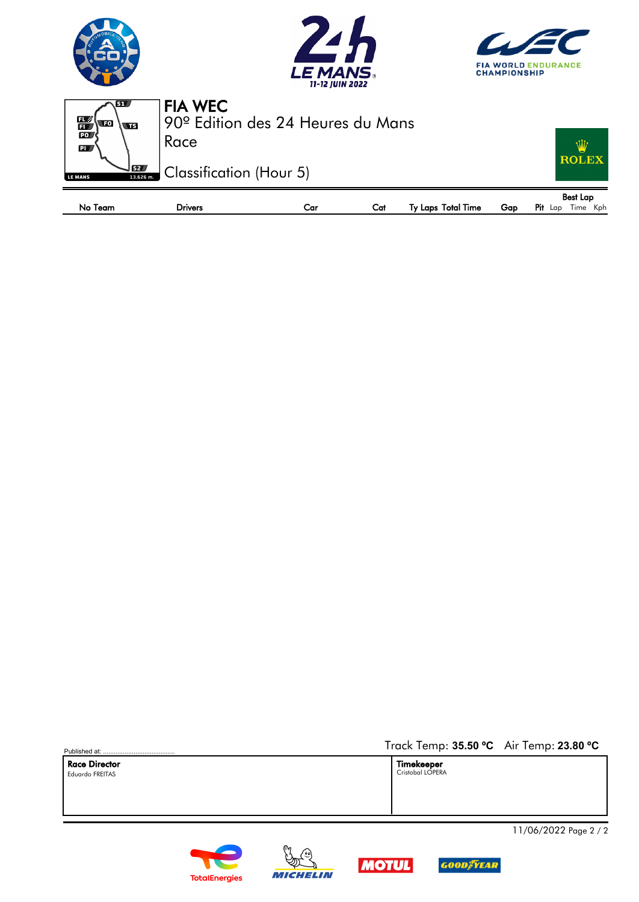# FIA WEC

90º Edition des 24 Heures du Mans

Race

Classification (Hour 5)

| No | Team | Drivers | Car | Cat | Ty | Laps | Total Time | Gap | Pit | Best Lap | | |
|---|---|---|---|---|---|---|---|---|---|---|---|---|
| | | | | | | | | | | Lap | Time | Kph |

Published at: ........................................

Track Temp: **35.50 ºC** Air Temp: **23.80 ºC**

| **Race Director** | **Timekeeper** |
|---|---|
| Eduardo FREITAS | Cristobal LOPERA |

11/06/2022